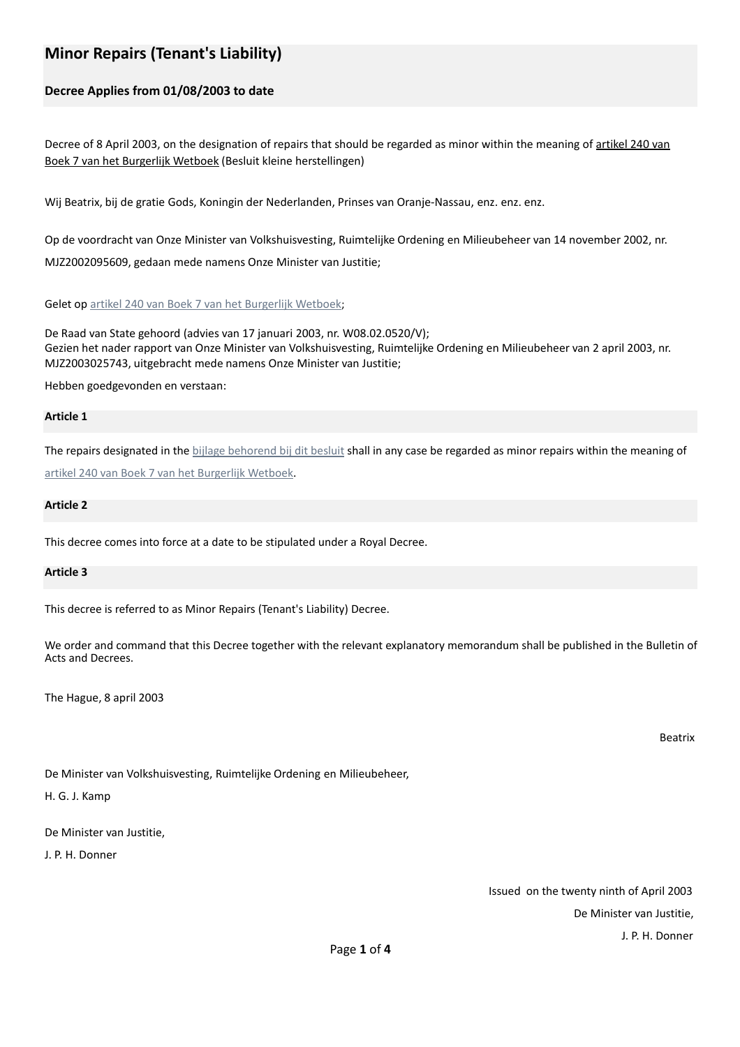# Minor Repairs (Tenant's Liability)

## Decree Applies from 01/08/2003 to date

Decree of 8 April 2003, on the designation of repairs that should be regarded as minor within the meaning of artikel 240 van Boek 7 van het Burgerlijk Wetboek (Besluit kleine herstellingen)

Wij Beatrix, bij de gratie Gods, Koningin der Nederlanden, Prinses van Oranje-Nassau, enz. enz. enz.

Op de voordracht van Onze Minister van Volkshuisvesting, Ruimtelijke Ordening en Milieubeheer van 14 november 2002, nr. MJZ2002095609, gedaan mede namens Onze Minister van Justitie;

Gelet op artikel 240 van Boek 7 van het Burgerlijk Wetboek;

De Raad van State gehoord (advies van 17 januari 2003, nr. W08.02.0520/V);
Gezien het nader rapport van Onze Minister van Volkshuisvesting, Ruimtelijke Ordening en Milieubeheer van 2 april 2003, nr. MJZ2003025743, uitgebracht mede namens Onze Minister van Justitie;

Hebben goedgevonden en verstaan:

### Article 1

The repairs designated in the bijlage behorend bij dit besluit shall in any case be regarded as minor repairs within the meaning of artikel 240 van Boek 7 van het Burgerlijk Wetboek.

### Article 2

This decree comes into force at a date to be stipulated under a Royal Decree.

### Article 3

This decree is referred to as Minor Repairs (Tenant's Liability) Decree.

We order and command that this Decree together with the relevant explanatory memorandum shall be published in the Bulletin of Acts and Decrees.

The Hague, 8 april 2003

Beatrix

De Minister van Volkshuisvesting, Ruimtelijke Ordening en Milieubeheer,

H. G. J. Kamp

De Minister van Justitie,

J. P. H. Donner

Issued on the twenty ninth of April 2003

De Minister van Justitie,

J. P. H. Donner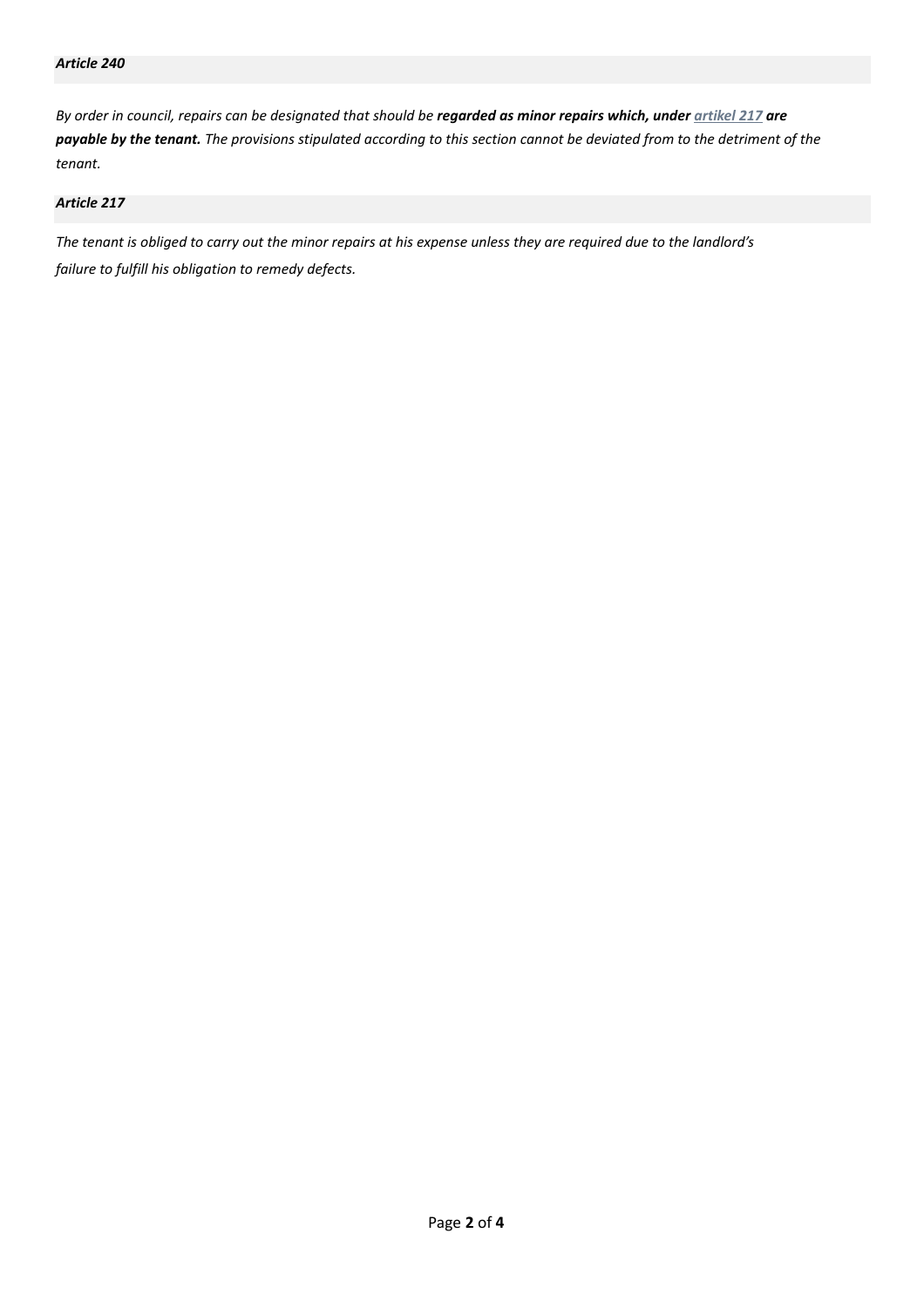### *Article 240*

*By order in council, repairs can be designated that should be* ***regarded as minor repairs which, under [artikel 217](#) are payable by the tenant.*** *The provisions stipulated according to this section cannot be deviated from to the detriment of the tenant.*

### *Article 217*

*The tenant is obliged to carry out the minor repairs at his expense unless they are required due to the landlord's failure to fulfill his obligation to remedy defects.*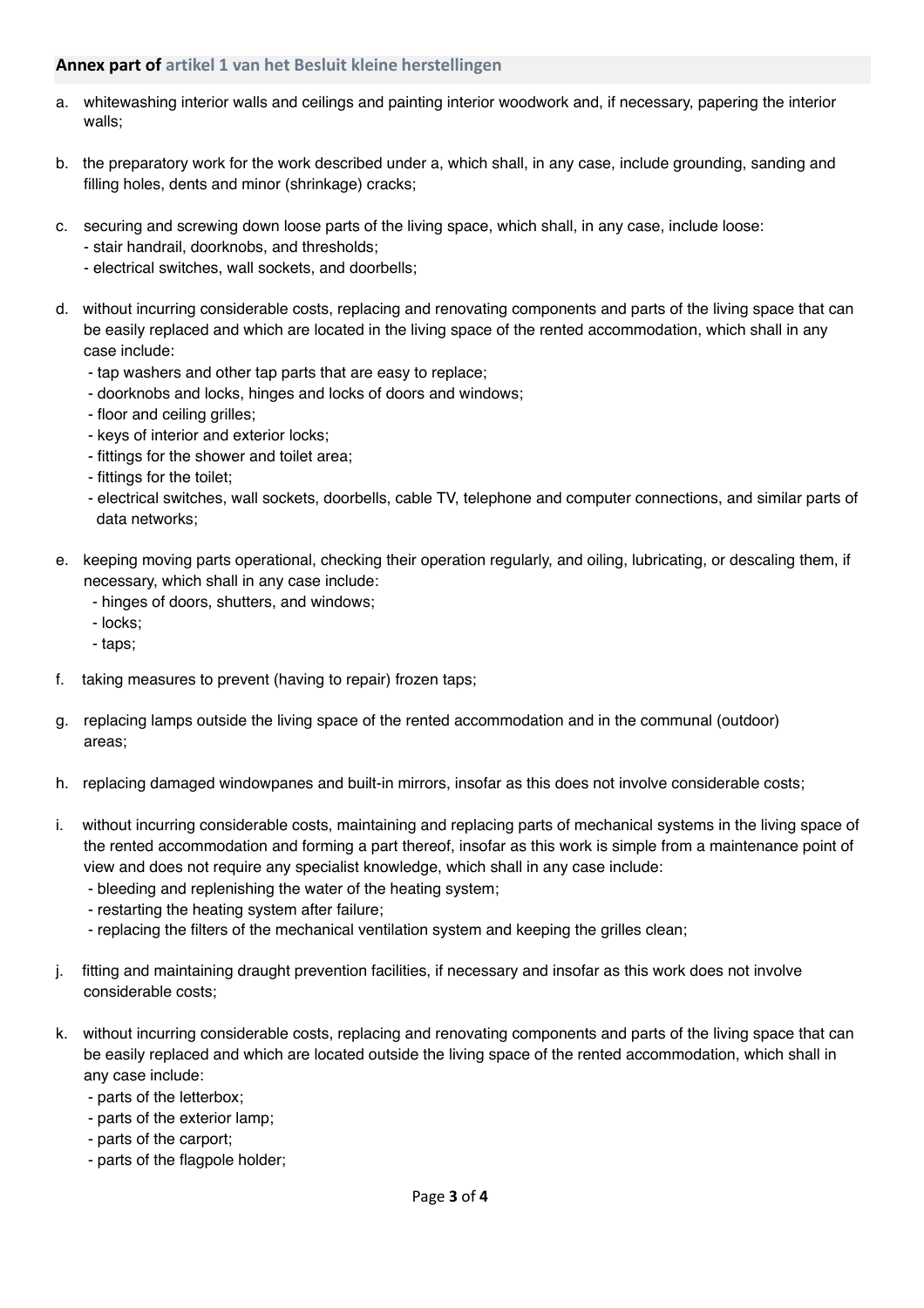**Annex part of artikel 1 van het Besluit kleine herstellingen**

a. whitewashing interior walls and ceilings and painting interior woodwork and, if necessary, papering the interior walls;

b. the preparatory work for the work described under a, which shall, in any case, include grounding, sanding and filling holes, dents and minor (shrinkage) cracks;

c. securing and screwing down loose parts of the living space, which shall, in any case, include loose:
   - stair handrail, doorknobs, and thresholds;
   - electrical switches, wall sockets, and doorbells;

d. without incurring considerable costs, replacing and renovating components and parts of the living space that can be easily replaced and which are located in the living space of the rented accommodation, which shall in any case include:
   - tap washers and other tap parts that are easy to replace;
   - doorknobs and locks, hinges and locks of doors and windows;
   - floor and ceiling grilles;
   - keys of interior and exterior locks;
   - fittings for the shower and toilet area;
   - fittings for the toilet;
   - electrical switches, wall sockets, doorbells, cable TV, telephone and computer connections, and similar parts of data networks;

e. keeping moving parts operational, checking their operation regularly, and oiling, lubricating, or descaling them, if necessary, which shall in any case include:
   - hinges of doors, shutters, and windows;
   - locks;
   - taps;

f. taking measures to prevent (having to repair) frozen taps;

g. replacing lamps outside the living space of the rented accommodation and in the communal (outdoor) areas;

h. replacing damaged windowpanes and built-in mirrors, insofar as this does not involve considerable costs;

i. without incurring considerable costs, maintaining and replacing parts of mechanical systems in the living space of the rented accommodation and forming a part thereof, insofar as this work is simple from a maintenance point of view and does not require any specialist knowledge, which shall in any case include:
   - bleeding and replenishing the water of the heating system;
   - restarting the heating system after failure;
   - replacing the filters of the mechanical ventilation system and keeping the grilles clean;

j. fitting and maintaining draught prevention facilities, if necessary and insofar as this work does not involve considerable costs;

k. without incurring considerable costs, replacing and renovating components and parts of the living space that can be easily replaced and which are located outside the living space of the rented accommodation, which shall in any case include:
   - parts of the letterbox;
   - parts of the exterior lamp;
   - parts of the carport;
   - parts of the flagpole holder;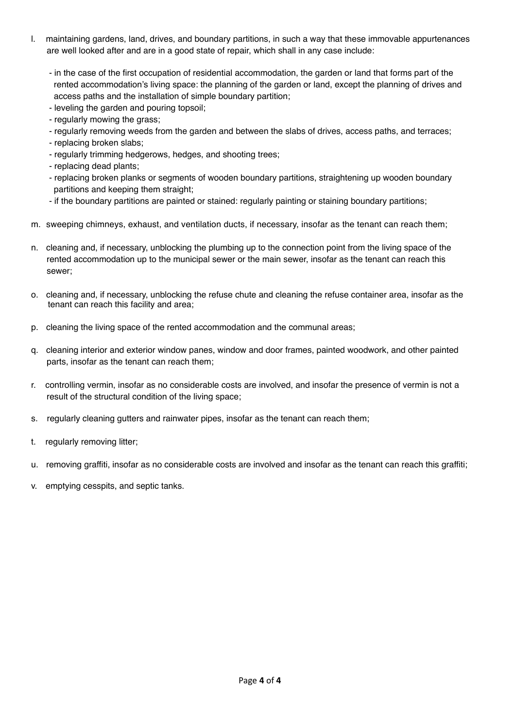l. maintaining gardens, land, drives, and boundary partitions, in such a way that these immovable appurtenances are well looked after and are in a good state of repair, which shall in any case include:

   - in the case of the first occupation of residential accommodation, the garden or land that forms part of the rented accommodation's living space: the planning of the garden or land, except the planning of drives and access paths and the installation of simple boundary partition;
   - leveling the garden and pouring topsoil;
   - regularly mowing the grass;
   - regularly removing weeds from the garden and between the slabs of drives, access paths, and terraces;
   - replacing broken slabs;
   - regularly trimming hedgerows, hedges, and shooting trees;
   - replacing dead plants;
   - replacing broken planks or segments of wooden boundary partitions, straightening up wooden boundary partitions and keeping them straight;
   - if the boundary partitions are painted or stained: regularly painting or staining boundary partitions;

m. sweeping chimneys, exhaust, and ventilation ducts, if necessary, insofar as the tenant can reach them;

n. cleaning and, if necessary, unblocking the plumbing up to the connection point from the living space of the rented accommodation up to the municipal sewer or the main sewer, insofar as the tenant can reach this sewer;

o. cleaning and, if necessary, unblocking the refuse chute and cleaning the refuse container area, insofar as the tenant can reach this facility and area;

p. cleaning the living space of the rented accommodation and the communal areas;

q. cleaning interior and exterior window panes, window and door frames, painted woodwork, and other painted parts, insofar as the tenant can reach them;

r. controlling vermin, insofar as no considerable costs are involved, and insofar the presence of vermin is not a result of the structural condition of the living space;

s. regularly cleaning gutters and rainwater pipes, insofar as the tenant can reach them;

t. regularly removing litter;

u. removing graffiti, insofar as no considerable costs are involved and insofar as the tenant can reach this graffiti;

v. emptying cesspits, and septic tanks.